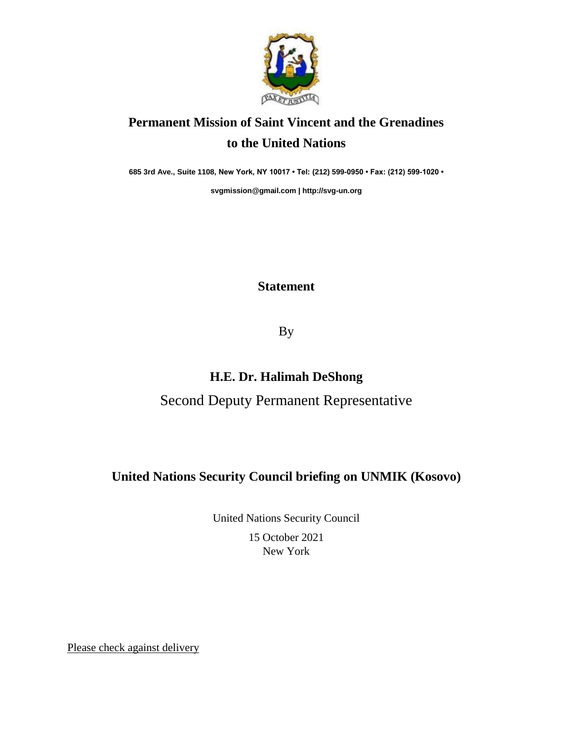# Permanent Mission of Saint Vincent and the Grenadines to the United Nations

**685 3rd Ave., Suite 1108, New York, NY 10017 • Tel: (212) 599-0950 • Fax: (212) 599-1020 •**

**svgmission@gmail.com | http://svg-un.org**

## Statement

By

### H.E. Dr. Halimah DeShong

Second Deputy Permanent Representative

## United Nations Security Council briefing on UNMIK (Kosovo)

United Nations Security Council

15 October 2021

New York

Please check against delivery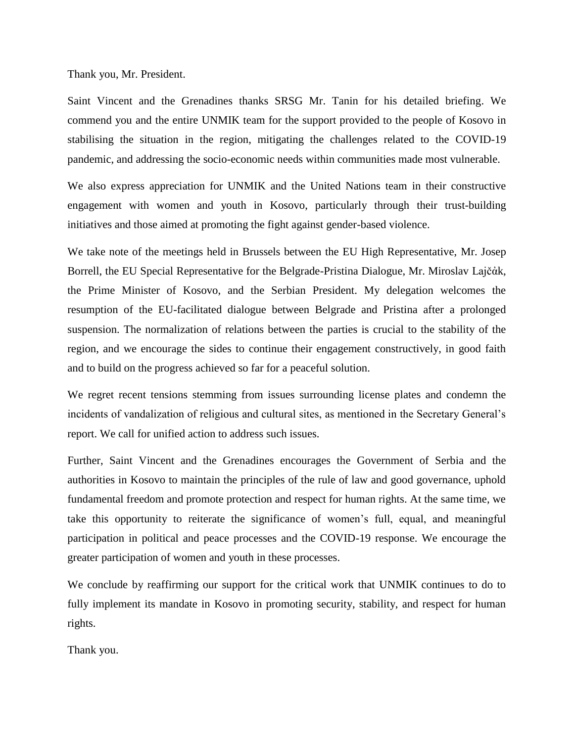Thank you, Mr. President.

Saint Vincent and the Grenadines thanks SRSG Mr. Tanin for his detailed briefing. We commend you and the entire UNMIK team for the support provided to the people of Kosovo in stabilising the situation in the region, mitigating the challenges related to the COVID-19 pandemic, and addressing the socio-economic needs within communities made most vulnerable.

We also express appreciation for UNMIK and the United Nations team in their constructive engagement with women and youth in Kosovo, particularly through their trust-building initiatives and those aimed at promoting the fight against gender-based violence.

We take note of the meetings held in Brussels between the EU High Representative, Mr. Josep Borrell, the EU Special Representative for the Belgrade-Pristina Dialogue, Mr. Miroslav Lajčἀk, the Prime Minister of Kosovo, and the Serbian President. My delegation welcomes the resumption of the EU-facilitated dialogue between Belgrade and Pristina after a prolonged suspension. The normalization of relations between the parties is crucial to the stability of the region, and we encourage the sides to continue their engagement constructively, in good faith and to build on the progress achieved so far for a peaceful solution.

We regret recent tensions stemming from issues surrounding license plates and condemn the incidents of vandalization of religious and cultural sites, as mentioned in the Secretary General's report. We call for unified action to address such issues.

Further, Saint Vincent and the Grenadines encourages the Government of Serbia and the authorities in Kosovo to maintain the principles of the rule of law and good governance, uphold fundamental freedom and promote protection and respect for human rights. At the same time, we take this opportunity to reiterate the significance of women's full, equal, and meaningful participation in political and peace processes and the COVID-19 response. We encourage the greater participation of women and youth in these processes.

We conclude by reaffirming our support for the critical work that UNMIK continues to do to fully implement its mandate in Kosovo in promoting security, stability, and respect for human rights.

Thank you.